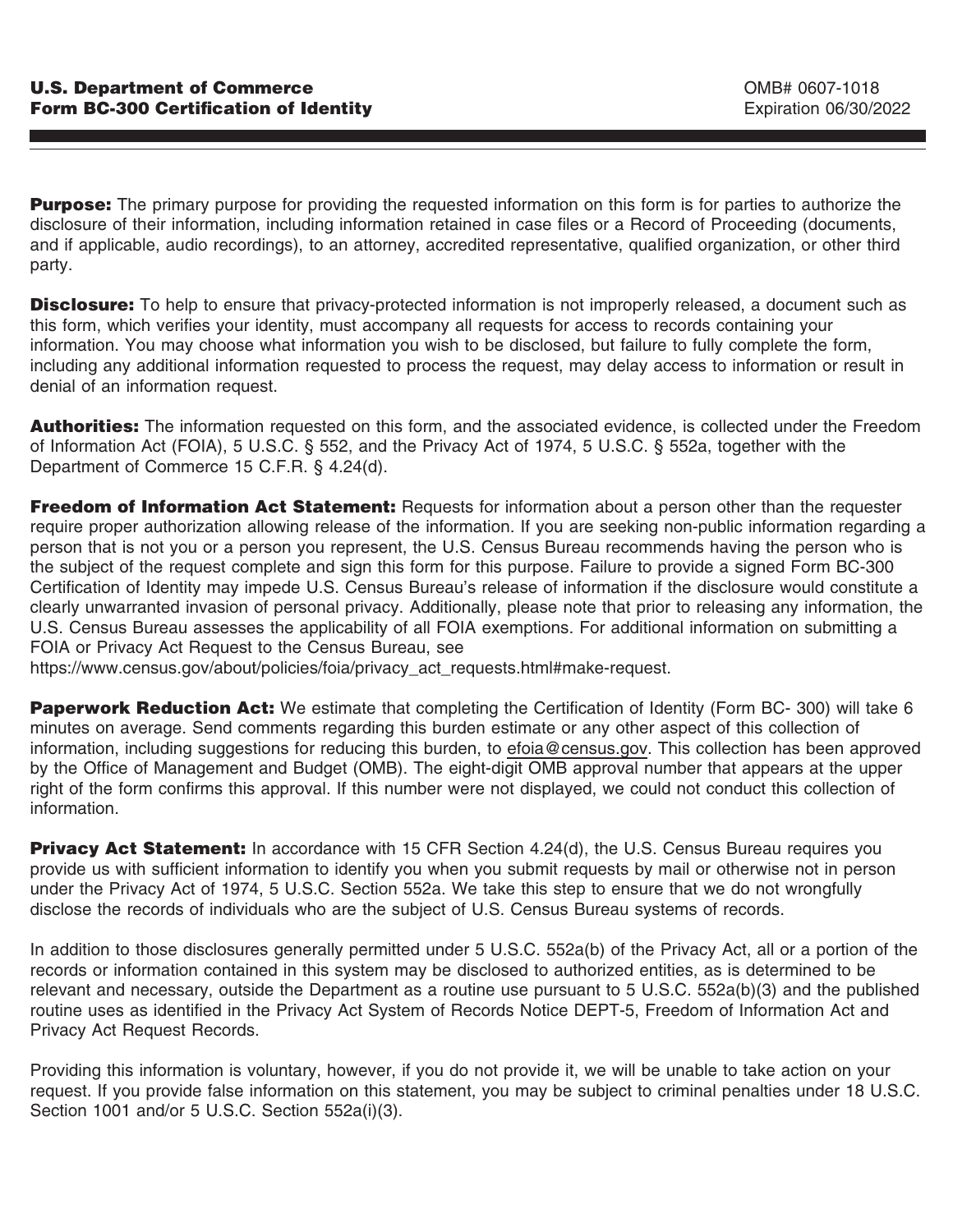**U.S. Department of Commerce**
**Form BC-300 Certification of Identity**

OMB# 0607-1018
Expiration 06/30/2022

**Purpose:** The primary purpose for providing the requested information on this form is for parties to authorize the disclosure of their information, including information retained in case files or a Record of Proceeding (documents, and if applicable, audio recordings), to an attorney, accredited representative, qualified organization, or other third party.

**Disclosure:** To help to ensure that privacy-protected information is not improperly released, a document such as this form, which verifies your identity, must accompany all requests for access to records containing your information. You may choose what information you wish to be disclosed, but failure to fully complete the form, including any additional information requested to process the request, may delay access to information or result in denial of an information request.

**Authorities:** The information requested on this form, and the associated evidence, is collected under the Freedom of Information Act (FOIA), 5 U.S.C. § 552, and the Privacy Act of 1974, 5 U.S.C. § 552a, together with the Department of Commerce 15 C.F.R. § 4.24(d).

**Freedom of Information Act Statement:** Requests for information about a person other than the requester require proper authorization allowing release of the information. If you are seeking non-public information regarding a person that is not you or a person you represent, the U.S. Census Bureau recommends having the person who is the subject of the request complete and sign this form for this purpose. Failure to provide a signed Form BC-300 Certification of Identity may impede U.S. Census Bureau's release of information if the disclosure would constitute a clearly unwarranted invasion of personal privacy. Additionally, please note that prior to releasing any information, the U.S. Census Bureau assesses the applicability of all FOIA exemptions. For additional information on submitting a FOIA or Privacy Act Request to the Census Bureau, see https://www.census.gov/about/policies/foia/privacy_act_requests.html#make-request.

**Paperwork Reduction Act:** We estimate that completing the Certification of Identity (Form BC- 300) will take 6 minutes on average. Send comments regarding this burden estimate or any other aspect of this collection of information, including suggestions for reducing this burden, to efoia@census.gov. This collection has been approved by the Office of Management and Budget (OMB). The eight-digit OMB approval number that appears at the upper right of the form confirms this approval. If this number were not displayed, we could not conduct this collection of information.

**Privacy Act Statement:** In accordance with 15 CFR Section 4.24(d), the U.S. Census Bureau requires you provide us with sufficient information to identify you when you submit requests by mail or otherwise not in person under the Privacy Act of 1974, 5 U.S.C. Section 552a. We take this step to ensure that we do not wrongfully disclose the records of individuals who are the subject of U.S. Census Bureau systems of records.

In addition to those disclosures generally permitted under 5 U.S.C. 552a(b) of the Privacy Act, all or a portion of the records or information contained in this system may be disclosed to authorized entities, as is determined to be relevant and necessary, outside the Department as a routine use pursuant to 5 U.S.C. 552a(b)(3) and the published routine uses as identified in the Privacy Act System of Records Notice DEPT-5, Freedom of Information Act and Privacy Act Request Records.

Providing this information is voluntary, however, if you do not provide it, we will be unable to take action on your request. If you provide false information on this statement, you may be subject to criminal penalties under 18 U.S.C. Section 1001 and/or 5 U.S.C. Section 552a(i)(3).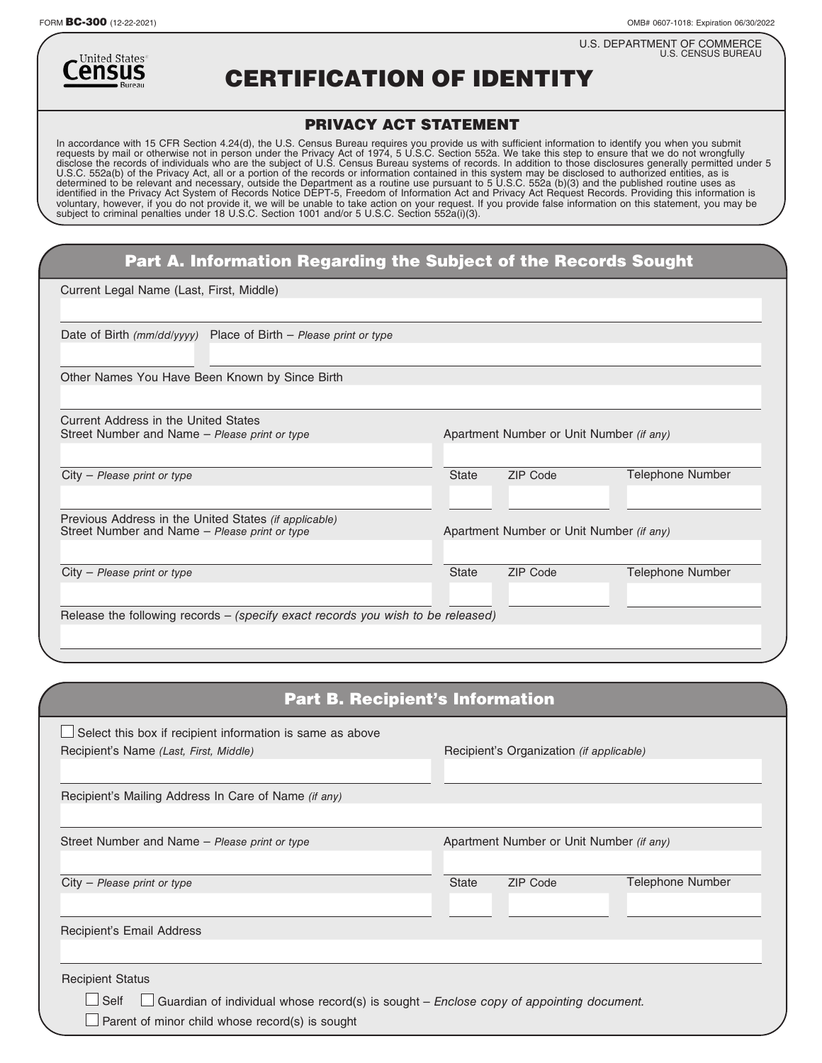FORM **BC-300** (12-22-2021)

OMB# 0607-1018: Expiration 06/30/2022

U.S. DEPARTMENT OF COMMERCE
U.S. CENSUS BUREAU

United States Census Bureau

# CERTIFICATION OF IDENTITY

## PRIVACY ACT STATEMENT

In accordance with 15 CFR Section 4.24(d), the U.S. Census Bureau requires you provide us with sufficient information to identify you when you submit requests by mail or otherwise not in person under the Privacy Act of 1974, 5 U.S.C. Section 552a. We take this step to ensure that we do not wrongfully disclose the records of individuals who are the subject of U.S. Census Bureau systems of records. In addition to those disclosures generally permitted under 5 U.S.C. 552a(b) of the Privacy Act, all or a portion of the records or information contained in this system may be disclosed to authorized entities, as is determined to be relevant and necessary, outside the Department as a routine use pursuant to 5 U.S.C. 552a (b)(3) and the published routine uses as identified in the Privacy Act System of Records Notice DEPT-5, Freedom of Information Act and Privacy Act Request Records. Providing this information is voluntary, however, if you do not provide it, we will be unable to take action on your request. If you provide false information on this statement, you may be subject to criminal penalties under 18 U.S.C. Section 1001 and/or 5 U.S.C. Section 552a(i)(3).

## Part A. Information Regarding the Subject of the Records Sought

Current Legal Name (Last, First, Middle)

Date of Birth *(mm/dd/yyyy)* Place of Birth – *Please print or type*

Other Names You Have Been Known by Since Birth

Current Address in the United States
Street Number and Name – *Please print or type* Apartment Number or Unit Number *(if any)*

City – *Please print or type* State ZIP Code Telephone Number

Previous Address in the United States *(if applicable)*
Street Number and Name – *Please print or type* Apartment Number or Unit Number *(if any)*

City – *Please print or type* State ZIP Code Telephone Number

Release the following records – *(specify exact records you wish to be released)*

## Part B. Recipient's Information

☐ Select this box if recipient information is same as above

Recipient's Name *(Last, First, Middle)* Recipient's Organization *(if applicable)*

Recipient's Mailing Address In Care of Name *(if any)*

Street Number and Name – *Please print or type* Apartment Number or Unit Number *(if any)*

City – *Please print or type* State ZIP Code Telephone Number

Recipient's Email Address

Recipient Status

☐ Self ☐ Guardian of individual whose record(s) is sought – *Enclose copy of appointing document.*

☐ Parent of minor child whose record(s) is sought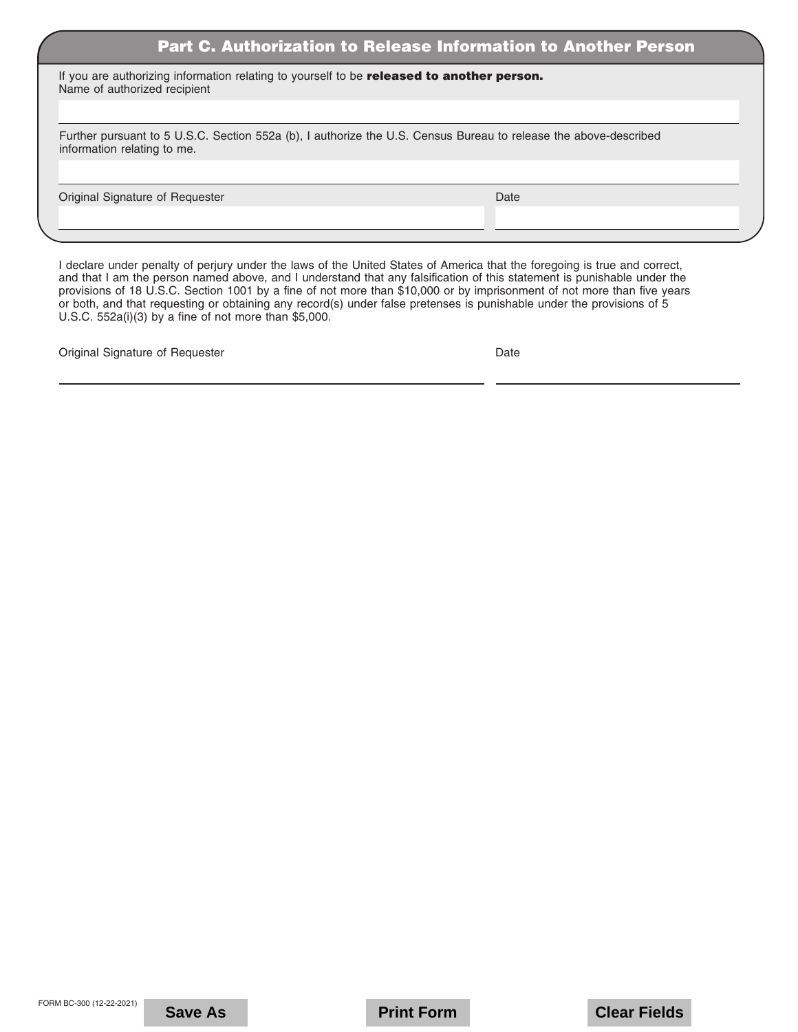## Part C. Authorization to Release Information to Another Person

If you are authorizing information relating to yourself to be **released to another person.**
Name of authorized recipient

Further pursuant to 5 U.S.C. Section 552a (b), I authorize the U.S. Census Bureau to release the above-described information relating to me.

Original Signature of Requester

Date

I declare under penalty of perjury under the laws of the United States of America that the foregoing is true and correct, and that I am the person named above, and I understand that any falsification of this statement is punishable under the provisions of 18 U.S.C. Section 1001 by a fine of not more than $10,000 or by imprisonment of not more than five years or both, and that requesting or obtaining any record(s) under false pretenses is punishable under the provisions of 5 U.S.C. 552a(i)(3) by a fine of not more than $5,000.

Original Signature of Requester

Date

FORM BC-300 (12-22-2021)

Save As

Print Form

Clear Fields